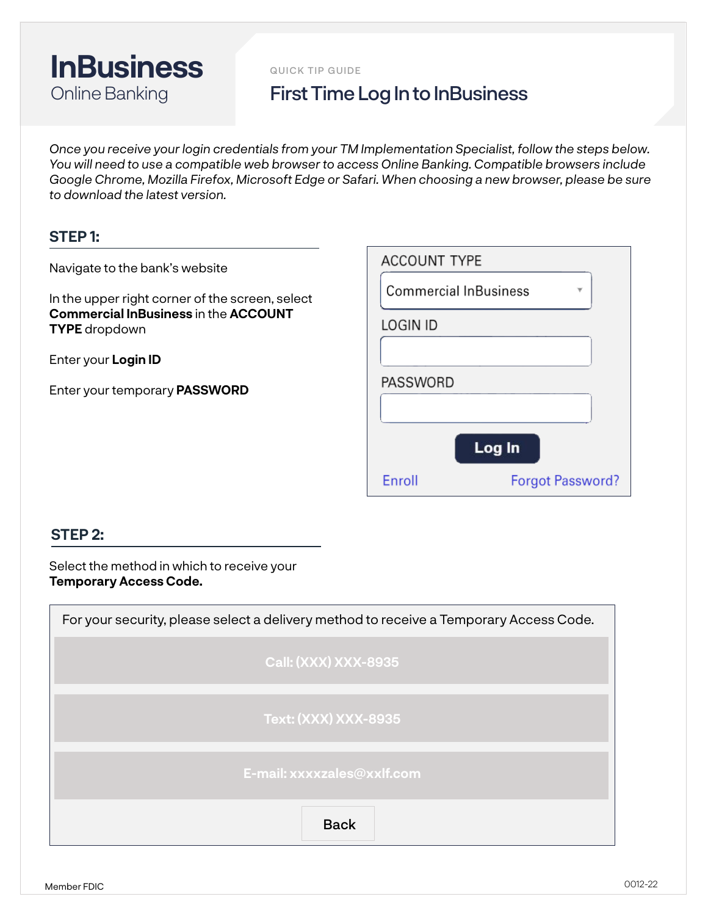# InBusiness
Online Banking

QUICK TIP GUIDE

## First Time Log In to InBusiness

*Once you receive your login credentials from your TM Implementation Specialist, follow the steps below. You will need to use a compatible web browser to access Online Banking. Compatible browsers include Google Chrome, Mozilla Firefox, Microsoft Edge or Safari. When choosing a new browser, please be sure to download the latest version.*

### STEP 1:

Navigate to the bank's website

In the upper right corner of the screen, select **Commercial InBusiness** in the **ACCOUNT TYPE** dropdown

Enter your **Login ID**

Enter your temporary **PASSWORD**

ACCOUNT TYPE

Commercial InBusiness

LOGIN ID

PASSWORD

Log In

Enroll    Forgot Password?

### STEP 2:

Select the method in which to receive your **Temporary Access Code.**

For your security, please select a delivery method to receive a Temporary Access Code.

Call: (XXX) XXX-8935

Text: (XXX) XXX-8935

E-mail: xxxxzales@xxlf.com

Back

Member FDIC

0012-22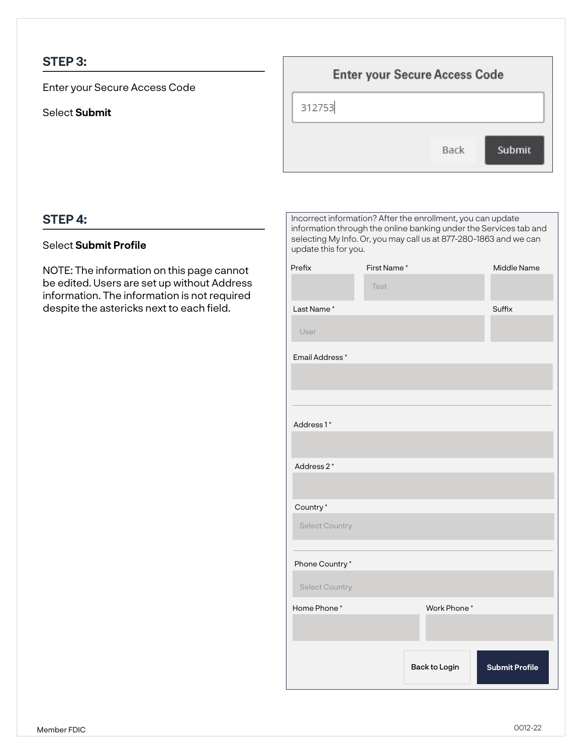## STEP 3:

Enter your Secure Access Code

Select **Submit**

Enter your Secure Access Code

312753

Back Submit

## STEP 4:

Select **Submit Profile**

NOTE: The information on this page cannot be edited. Users are set up without Address information. The information is not required despite the astericks next to each field.

Incorrect information? After the enrollment, you can update information through the online banking under the Services tab and selecting My Info. Or, you may call us at 877-280-1863 and we can update this for you.

Prefix

First Name *

Test

Middle Name

Last Name *

User

Suffix

Email Address *

Address 1 *

Address 2 *

Country *

Select Country

Phone Country *

Select Country

Home Phone *

Work Phone *

Back to Login Submit Profile

Member FDIC

0012-22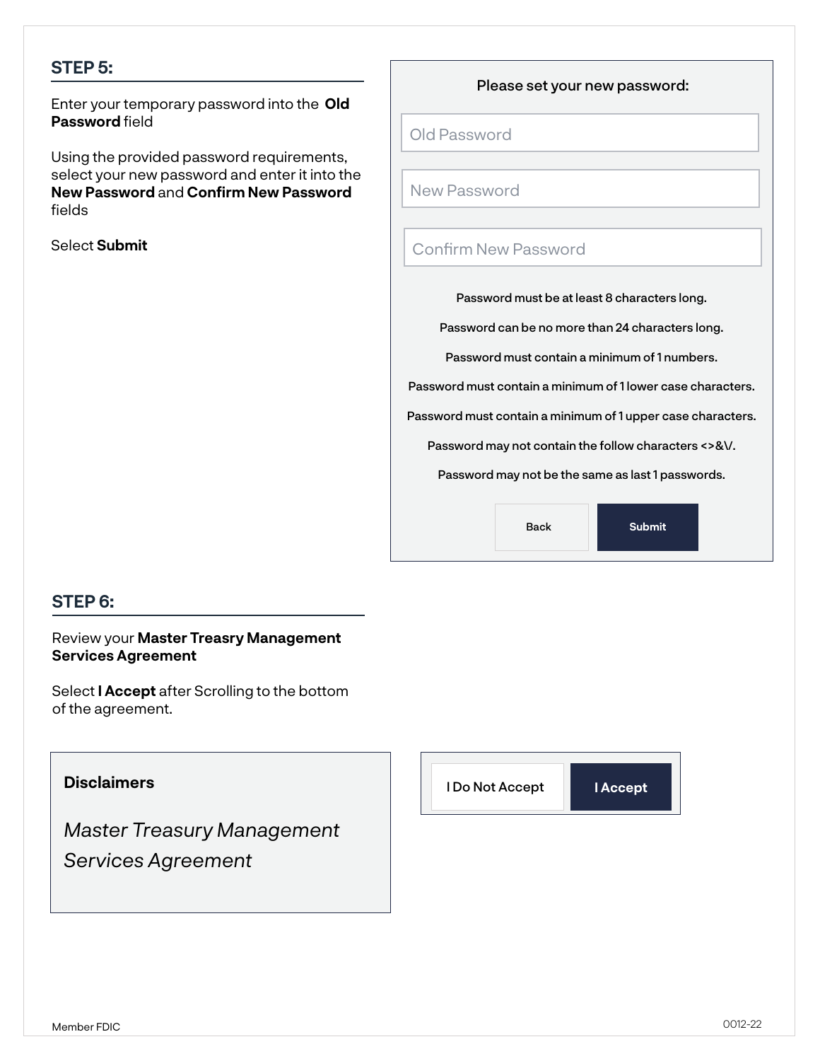## STEP 5:

Enter your temporary password into the **Old Password** field

Using the provided password requirements, select your new password and enter it into the **New Password** and **Confirm New Password** fields

Select **Submit**

Please set your new password:

Old Password

New Password

Confirm New Password

Password must be at least 8 characters long.

Password can be no more than 24 characters long.

Password must contain a minimum of 1 numbers.

Password must contain a minimum of 1 lower case characters.

Password must contain a minimum of 1 upper case characters.

Password may not contain the follow characters <>&\/.

Password may not be the same as last 1 passwords.

Back | **Submit**

## STEP 6:

Review your **Master Treasry Management Services Agreement**

Select **I Accept** after Scrolling to the bottom of the agreement.

**Disclaimers**

*Master Treasury Management Services Agreement*

I Do Not Accept | **I Accept**

Member FDIC

0012-22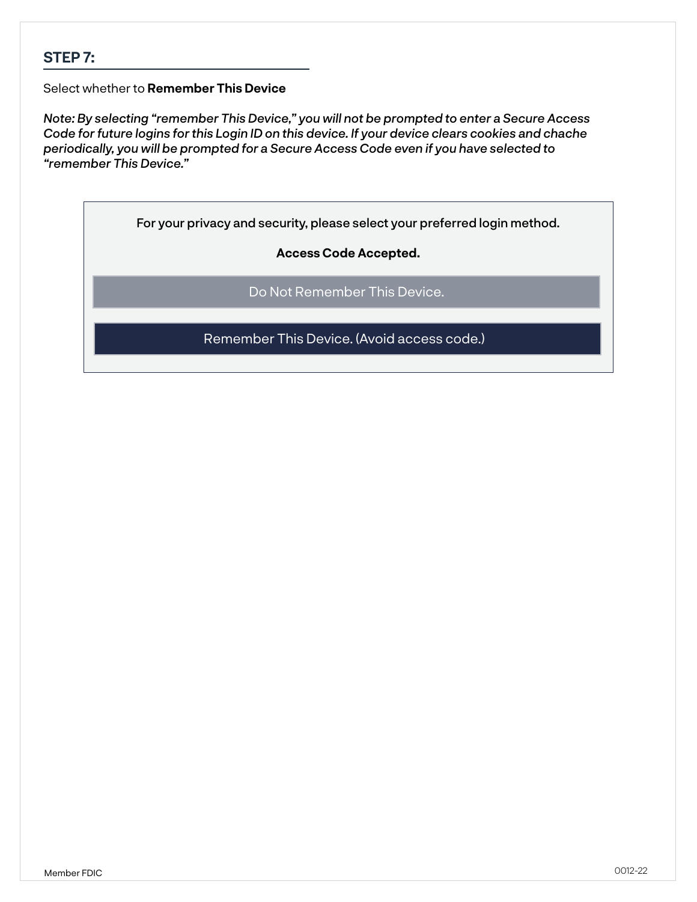## STEP 7:

Select whether to **Remember This Device**

*Note: By selecting "remember This Device," you will not be prompted to enter a Secure Access Code for future logins for this Login ID on this device. If your device clears cookies and chache periodically, you will be prompted for a Secure Access Code even if you have selected to "remember This Device."*

For your privacy and security, please select your preferred login method.

**Access Code Accepted.**

Do Not Remember This Device.

Remember This Device. (Avoid access code.)

Member FDIC

0012-22